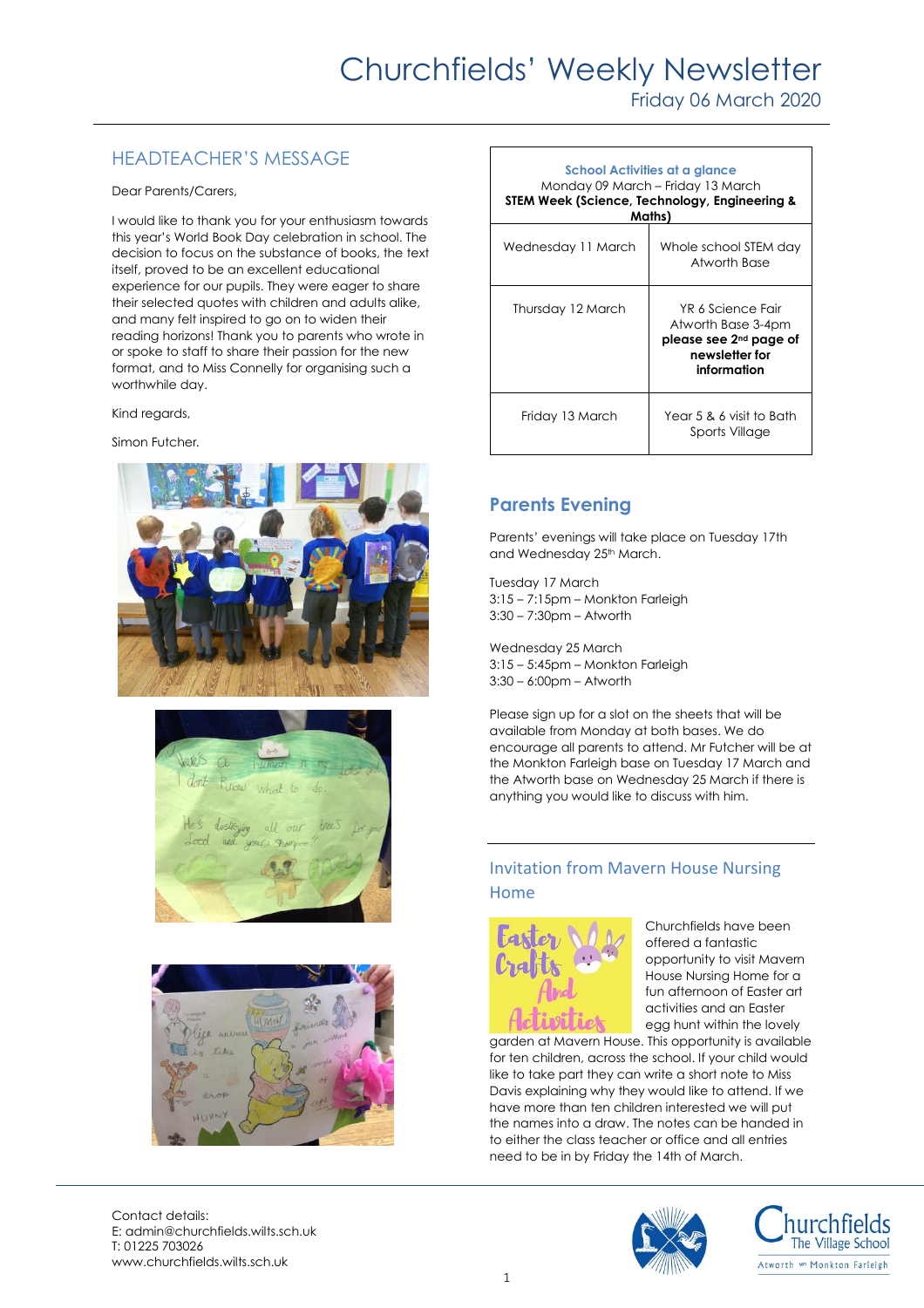# Churchfields' Weekly Newsletter

Friday 06 March 2020

## HEADTEACHER'S MESSAGE

Dear Parents/Carers,

I would like to thank you for your enthusiasm towards this year's World Book Day celebration in school. The decision to focus on the substance of books, the text itself, proved to be an excellent educational experience for our pupils. They were eager to share their selected quotes with children and adults alike, and many felt inspired to go on to widen their reading horizons! Thank you to parents who wrote in or spoke to staff to share their passion for the new format, and to Miss Connelly for organising such a worthwhile day.

Kind regards,

Simon Futcher.

| School Activities at a glance<br>Monday 09 March – Friday 13 March<br>**STEM Week (Science, Technology, Engineering & Maths)** | |
|---|---|
| Wednesday 11 March | Whole school STEM day Atworth Base |
| Thursday 12 March | YR 6 Science Fair Atworth Base 3-4pm **please see 2nd page of newsletter for information** |
| Friday 13 March | Year 5 & 6 visit to Bath Sports Village |

## Parents Evening

Parents' evenings will take place on Tuesday 17th and Wednesday 25th March.

Tuesday 17 March
3:15 – 7:15pm – Monkton Farleigh
3:30 – 7:30pm – Atworth

Wednesday 25 March
3:15 – 5:45pm – Monkton Farleigh
3:30 – 6:00pm – Atworth

Please sign up for a slot on the sheets that will be available from Monday at both bases. We do encourage all parents to attend. Mr Futcher will be at the Monkton Farleigh base on Tuesday 17 March and the Atworth base on Wednesday 25 March if there is anything you would like to discuss with him.

## Invitation from Mavern House Nursing Home

Churchfields have been offered a fantastic opportunity to visit Mavern House Nursing Home for a fun afternoon of Easter art activities and an Easter egg hunt within the lovely garden at Mavern House. This opportunity is available for ten children, across the school. If your child would like to take part they can write a short note to Miss Davis explaining why they would like to attend. If we have more than ten children interested we will put the names into a draw. The notes can be handed in to either the class teacher or office and all entries need to be in by Friday the 14th of March.

Contact details:
E: admin@churchfields.wilts.sch.uk
T: 01225 703026
www.churchfields.wilts.sch.uk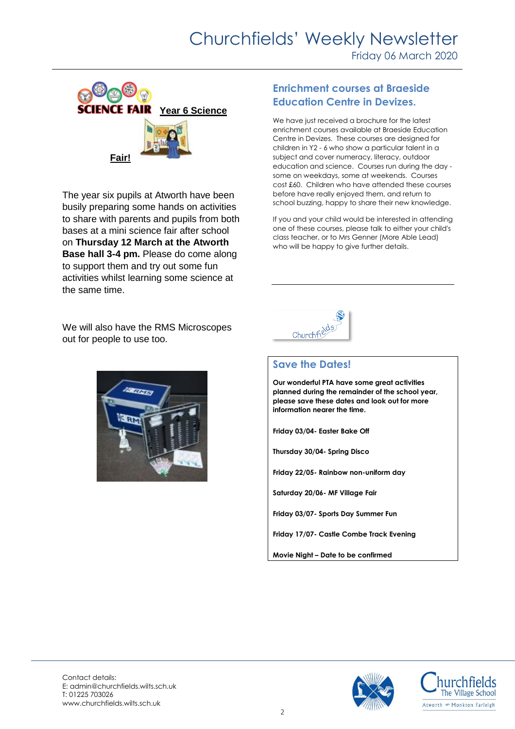## Year 6 Science Fair!

The year six pupils at Atworth have been busily preparing some hands on activities to share with parents and pupils from both bases at a mini science fair after school on **Thursday 12 March at the Atworth Base hall 3-4 pm.** Please do come along to support them and try out some fun activities whilst learning some science at the same time.

We will also have the RMS Microscopes out for people to use too.

## Enrichment courses at Braeside Education Centre in Devizes.

We have just received a brochure for the latest enrichment courses available at Braeside Education Centre in Devizes. These courses are designed for children in Y2 - 6 who show a particular talent in a subject and cover numeracy, literacy, outdoor education and science. Courses run during the day - some on weekdays, some at weekends. Courses cost £60. Children who have attended these courses before have really enjoyed them, and return to school buzzing, happy to share their new knowledge.

If you and your child would be interested in attending one of these courses, please talk to either your child's class teacher, or to Mrs Genner (More Able Lead) who will be happy to give further details.

## Save the Dates!

**Our wonderful PTA have some great activities planned during the remainder of the school year, please save these dates and look out for more information nearer the time.**

**Friday 03/04- Easter Bake Off**

**Thursday 30/04- Spring Disco**

**Friday 22/05- Rainbow non-uniform day**

**Saturday 20/06- MF Village Fair**

**Friday 03/07- Sports Day Summer Fun**

**Friday 17/07- Castle Combe Track Evening**

**Movie Night – Date to be confirmed**

Contact details:
E: admin@churchfields.wilts.sch.uk
T: 01225 703026
www.churchfields.wilts.sch.uk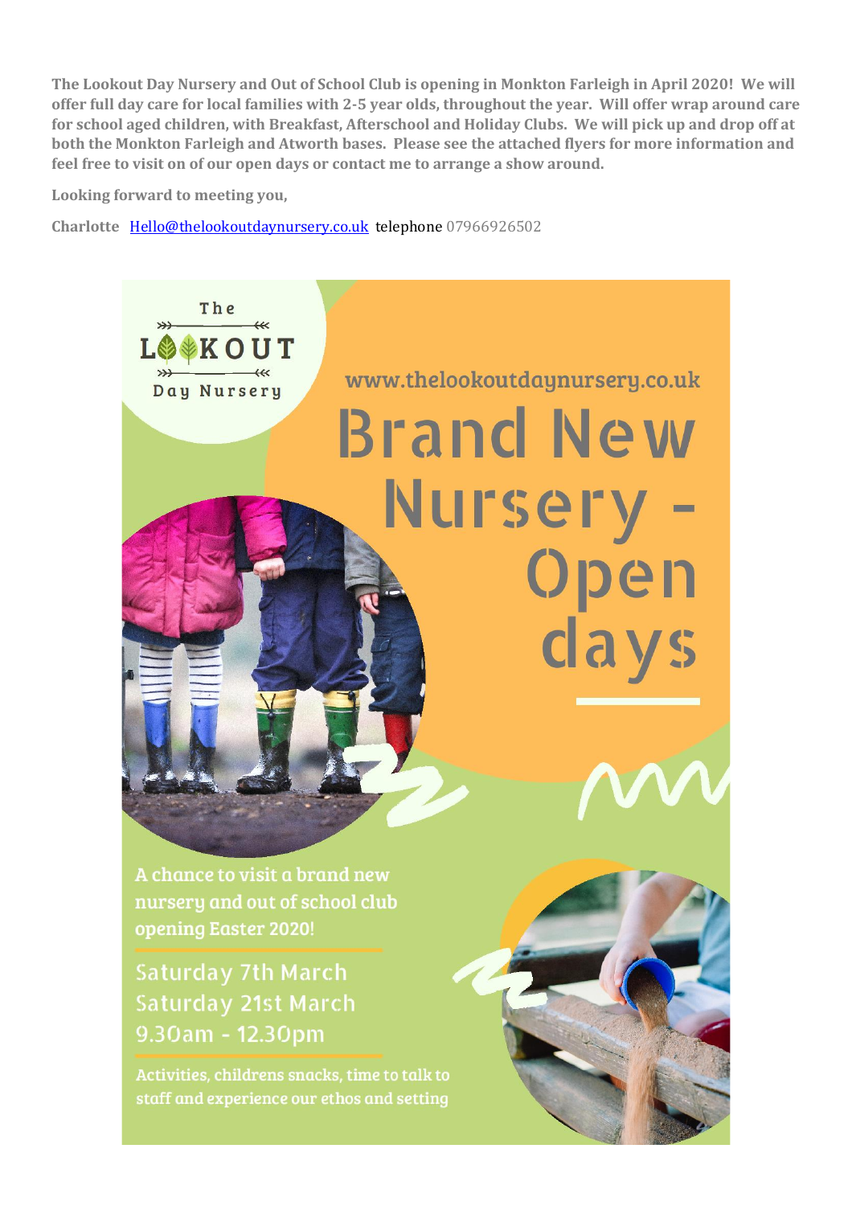**The Lookout Day Nursery and Out of School Club is opening in Monkton Farleigh in April 2020! We will offer full day care for local families with 2-5 year olds, throughout the year. Will offer wrap around care for school aged children, with Breakfast, Afterschool and Holiday Clubs. We will pick up and drop off at both the Monkton Farleigh and Atworth bases. Please see the attached flyers for more information and feel free to visit on of our open days or contact me to arrange a show around.**

**Looking forward to meeting you,**

**Charlotte** [Hello@thelookoutdaynursery.co.uk](mailto:Hello@thelookoutdaynursery.co.uk) telephone 07966926502

The Lookout Day Nursery

www.thelookoutdaynursery.co.uk

# Brand New Nursery - Open days

A chance to visit a brand new nursery and out of school club opening Easter 2020!

Saturday 7th March
Saturday 21st March
9.30am - 12.30pm

Activities, childrens snacks, time to talk to staff and experience our ethos and setting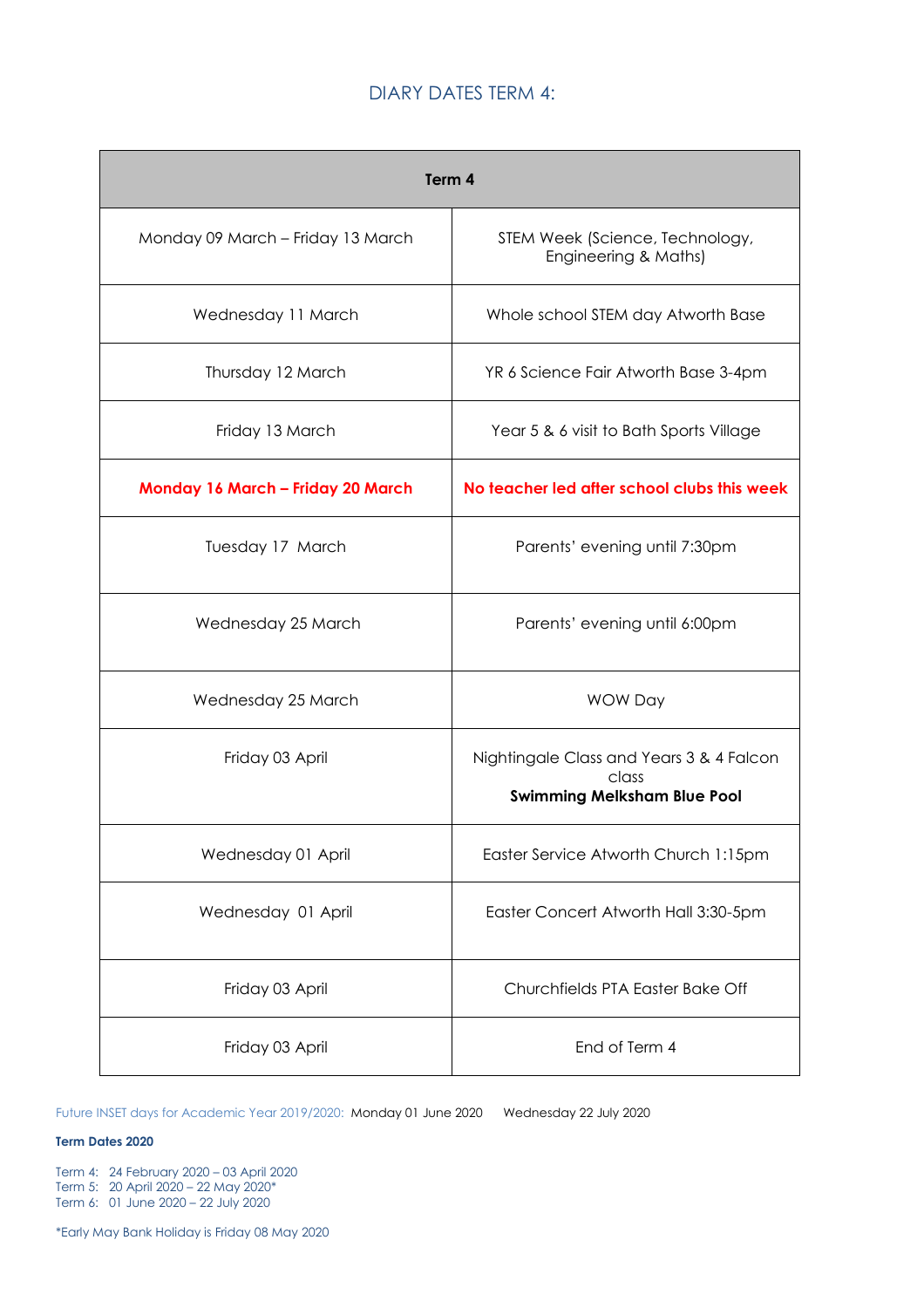## DIARY DATES TERM 4:

| Term 4 | |
|---|---|
| Monday 09 March – Friday 13 March | STEM Week (Science, Technology, Engineering & Maths) |
| Wednesday 11 March | Whole school STEM day Atworth Base |
| Thursday 12 March | YR 6 Science Fair Atworth Base 3-4pm |
| Friday 13 March | Year 5 & 6 visit to Bath Sports Village |
| **Monday 16 March – Friday 20 March** | **No teacher led after school clubs this week** |
| Tuesday 17 March | Parents' evening until 7:30pm |
| Wednesday 25 March | Parents' evening until 6:00pm |
| Wednesday 25 March | WOW Day |
| Friday 03 April | Nightingale Class and Years 3 & 4 Falcon class **Swimming Melksham Blue Pool** |
| Wednesday 01 April | Easter Service Atworth Church 1:15pm |
| Wednesday 01 April | Easter Concert Atworth Hall 3:30-5pm |
| Friday 03 April | Churchfields PTA Easter Bake Off |
| Friday 03 April | End of Term 4 |

Future INSET days for Academic Year 2019/2020: Monday 01 June 2020 Wednesday 22 July 2020

**Term Dates 2020**

Term 4: 24 February 2020 – 03 April 2020
Term 5: 20 April 2020 – 22 May 2020*
Term 6: 01 June 2020 – 22 July 2020

*Early May Bank Holiday is Friday 08 May 2020